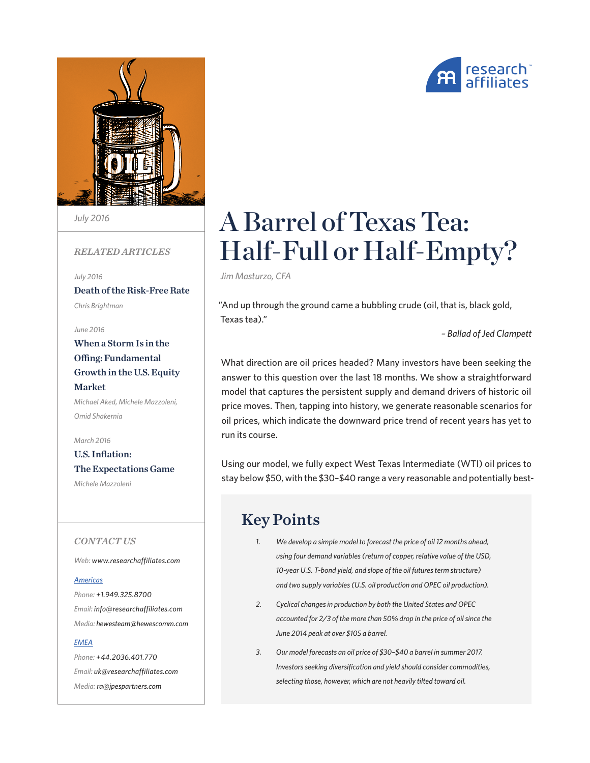# A Barrel of Texas Tea: Half-Full or Half-Empty?

*Jim Masturzo, CFA*

July 2016

"And up through the ground came a bubbling crude (oil, that is, black gold, Texas tea)."

– *Ballad of Jed Clampett*

What direction are oil prices headed? Many investors have been seeking the answer to this question over the last 18 months. We show a straightforward model that captures the persistent supply and demand drivers of historic oil price moves. Then, tapping into history, we generate reasonable scenarios for oil prices, which indicate the downward price trend of recent years has yet to run its course.

Using our model, we fully expect West Texas Intermediate (WTI) oil prices to stay below $50, with the $30–$40 range a very reasonable and potentially best-

## Key Points

1. *We develop a simple model to forecast the price of oil 12 months ahead, using four demand variables (return of copper, relative value of the USD, 10-year U.S. T-bond yield, and slope of the oil futures term structure) and two supply variables (U.S. oil production and OPEC oil production).*
2. *Cyclical changes in production by both the United States and OPEC accounted for 2/3 of the more than 50% drop in the price of oil since the June 2014 peak at over $105 a barrel.*
3. *Our model forecasts an oil price of $30–$40 a barrel in summer 2017. Investors seeking diversification and yield should consider commodities, selecting those, however, which are not heavily tilted toward oil.*

*RELATED ARTICLES*

*July 2016*
**Death of the Risk-Free Rate**
*Chris Brightman*

*June 2016*
**When a Storm Is in the Offing: Fundamental Growth in the U.S. Equity Market**
*Michael Aked, Michele Mazzoleni, Omid Shakernia*

*March 2016*
**U.S. Inflation: The Expectations Game**
*Michele Mazzoleni*

*CONTACT US*

*Web: www.researchaffiliates.com*

*Americas*
*Phone: +1.949.325.8700*
*Email: info@researchaffiliates.com*
*Media: hewesteam@hewescomm.com*

*EMEA*
*Phone: +44.2036.401.770*
*Email: uk@researchaffiliates.com*
*Media: ra@jpespartners.com*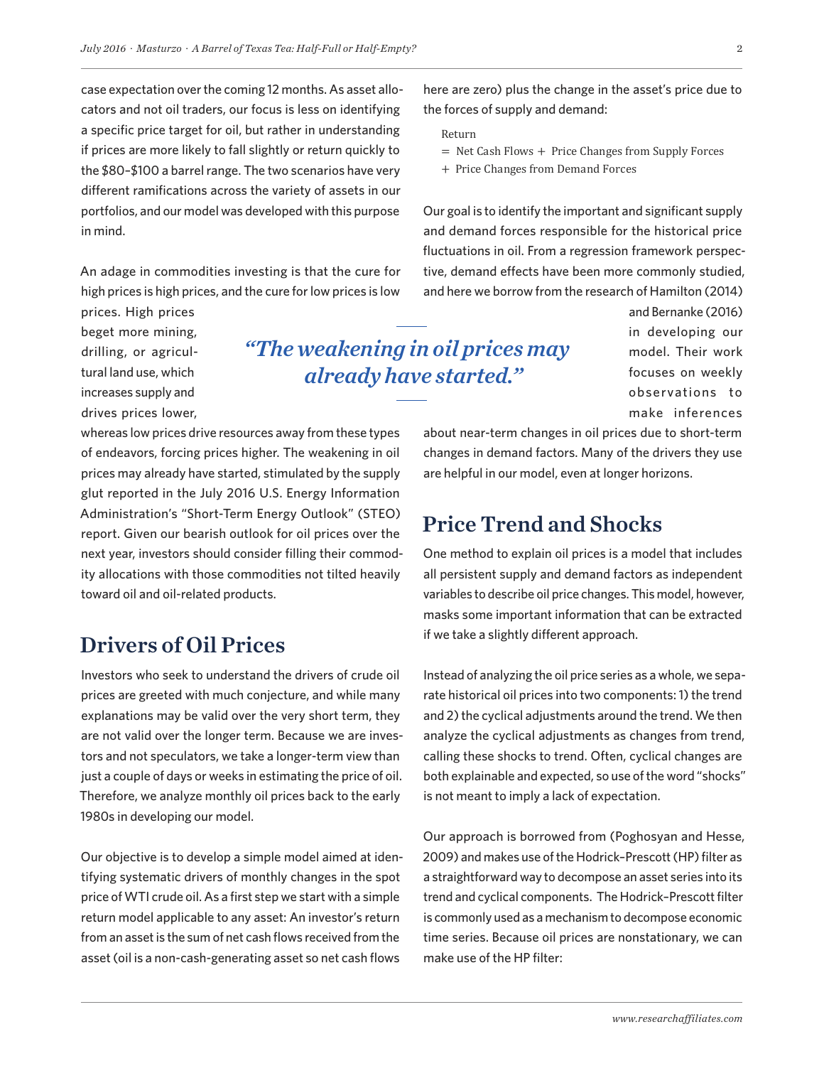case expectation over the coming 12 months. As asset allocators and not oil traders, our focus is less on identifying a specific price target for oil, but rather in understanding if prices are more likely to fall slightly or return quickly to the $80–$100 a barrel range. The two scenarios have very different ramifications across the variety of assets in our portfolios, and our model was developed with this purpose in mind.

An adage in commodities investing is that the cure for high prices is high prices, and the cure for low prices is low prices. High prices beget more mining, drilling, or agricultural land use, which increases supply and drives prices lower, whereas low prices drive resources away from these types of endeavors, forcing prices higher. The weakening in oil prices may already have started, stimulated by the supply glut reported in the July 2016 U.S. Energy Information Administration's "Short-Term Energy Outlook" (STEO) report. Given our bearish outlook for oil prices over the next year, investors should consider filling their commodity allocations with those commodities not tilted heavily toward oil and oil-related products.

> *"The weakening in oil prices may already have started."*

## Drivers of Oil Prices

Investors who seek to understand the drivers of crude oil prices are greeted with much conjecture, and while many explanations may be valid over the very short term, they are not valid over the longer term. Because we are investors and not speculators, we take a longer-term view than just a couple of days or weeks in estimating the price of oil. Therefore, we analyze monthly oil prices back to the early 1980s in developing our model.

Our objective is to develop a simple model aimed at identifying systematic drivers of monthly changes in the spot price of WTI crude oil. As a first step we start with a simple return model applicable to any asset: An investor's return from an asset is the sum of net cash flows received from the asset (oil is a non-cash-generating asset so net cash flows here are zero) plus the change in the asset's price due to the forces of supply and demand:

$$
\begin{aligned}
&\text{Return} \\
&= \text{Net Cash Flows} + \text{Price Changes from Supply Forces} \\
&+ \text{Price Changes from Demand Forces}
\end{aligned}
$$

Our goal is to identify the important and significant supply and demand forces responsible for the historical price fluctuations in oil. From a regression framework perspective, demand effects have been more commonly studied, and here we borrow from the research of Hamilton (2014) and Bernanke (2016) in developing our model. Their work focuses on weekly observations to make inferences about near-term changes in oil prices due to short-term changes in demand factors. Many of the drivers they use are helpful in our model, even at longer horizons.

## Price Trend and Shocks

One method to explain oil prices is a model that includes all persistent supply and demand factors as independent variables to describe oil price changes. This model, however, masks some important information that can be extracted if we take a slightly different approach.

Instead of analyzing the oil price series as a whole, we separate historical oil prices into two components: 1) the trend and 2) the cyclical adjustments around the trend. We then analyze the cyclical adjustments as changes from trend, calling these shocks to trend. Often, cyclical changes are both explainable and expected, so use of the word "shocks" is not meant to imply a lack of expectation.

Our approach is borrowed from (Poghosyan and Hesse, 2009) and makes use of the Hodrick–Prescott (HP) filter as a straightforward way to decompose an asset series into its trend and cyclical components. The Hodrick–Prescott filter is commonly used as a mechanism to decompose economic time series. Because oil prices are nonstationary, we can make use of the HP filter: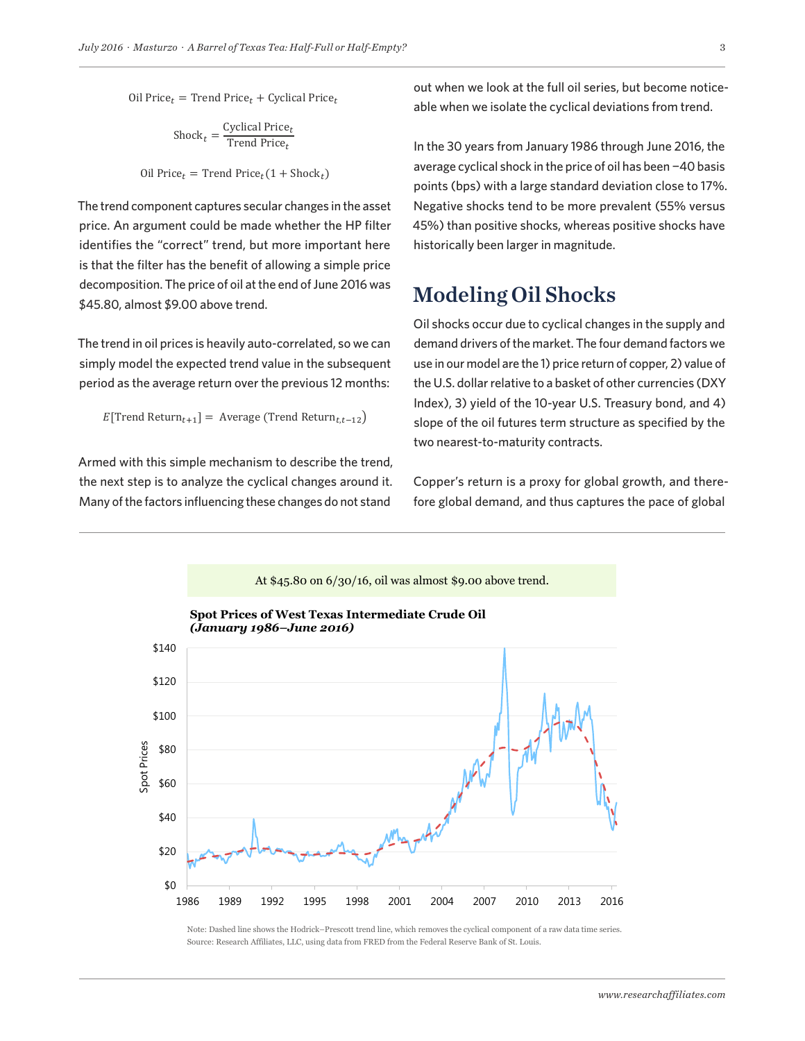$$\text{Oil Price}_t = \text{Trend Price}_t + \text{Cyclical Price}_t$$

$$\text{Shock}_t = \frac{\text{Cyclical Price}_t}{\text{Trend Price}_t}$$

$$\text{Oil Price}_t = \text{Trend Price}_t(1 + \text{Shock}_t)$$

The trend component captures secular changes in the asset price. An argument could be made whether the HP filter identifies the "correct" trend, but more important here is that the filter has the benefit of allowing a simple price decomposition. The price of oil at the end of June 2016 was $45.80, almost $9.00 above trend.

The trend in oil prices is heavily auto-correlated, so we can simply model the expected trend value in the subsequent period as the average return over the previous 12 months:

$$E[\text{Trend Return}_{t+1}] = \text{Average}\ (\text{Trend Return}_{t,t-12})$$

Armed with this simple mechanism to describe the trend, the next step is to analyze the cyclical changes around it. Many of the factors influencing these changes do not stand out when we look at the full oil series, but become noticeable when we isolate the cyclical deviations from trend.

In the 30 years from January 1986 through June 2016, the average cyclical shock in the price of oil has been −40 basis points (bps) with a large standard deviation close to 17%. Negative shocks tend to be more prevalent (55% versus 45%) than positive shocks, whereas positive shocks have historically been larger in magnitude.

## Modeling Oil Shocks

Oil shocks occur due to cyclical changes in the supply and demand drivers of the market. The four demand factors we use in our model are the 1) price return of copper, 2) value of the U.S. dollar relative to a basket of other currencies (DXY Index), 3) yield of the 10-year U.S. Treasury bond, and 4) slope of the oil futures term structure as specified by the two nearest-to-maturity contracts.

Copper's return is a proxy for global growth, and therefore global demand, and thus captures the pace of global

At $45.80 on 6/30/16, oil was almost $9.00 above trend.

**Spot Prices of West Texas Intermediate Crude Oil**
***(January 1986–June 2016)***

Note: Dashed line shows the Hodrick–Prescott trend line, which removes the cyclical component of a raw data time series.
Source: Research Affiliates, LLC, using data from FRED from the Federal Reserve Bank of St. Louis.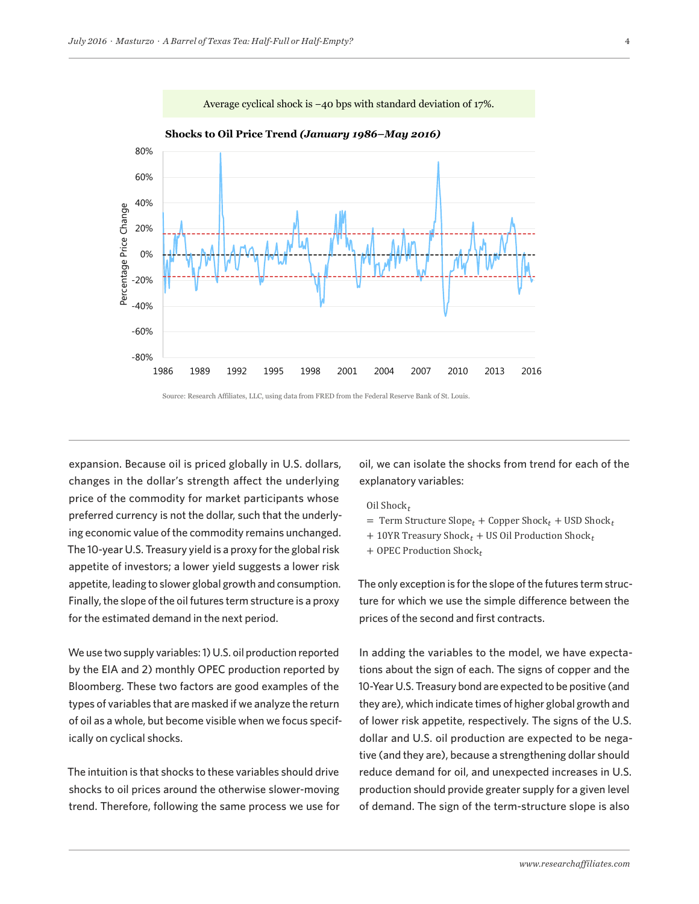Average cyclical shock is –40 bps with standard deviation of 17%.

**Shocks to Oil Price Trend *(January 1986–May 2016)***

Source: Research Affiliates, LLC, using data from FRED from the Federal Reserve Bank of St. Louis.

expansion. Because oil is priced globally in U.S. dollars, changes in the dollar's strength affect the underlying price of the commodity for market participants whose preferred currency is not the dollar, such that the underlying economic value of the commodity remains unchanged. The 10-year U.S. Treasury yield is a proxy for the global risk appetite of investors; a lower yield suggests a lower risk appetite, leading to slower global growth and consumption. Finally, the slope of the oil futures term structure is a proxy for the estimated demand in the next period.

We use two supply variables: 1) U.S. oil production reported by the EIA and 2) monthly OPEC production reported by Bloomberg. These two factors are good examples of the types of variables that are masked if we analyze the return of oil as a whole, but become visible when we focus specifically on cyclical shocks.

The intuition is that shocks to these variables should drive shocks to oil prices around the otherwise slower-moving trend. Therefore, following the same process we use for oil, we can isolate the shocks from trend for each of the explanatory variables:

$$\begin{aligned}&\text{Oil Shock}_t\\&= \text{Term Structure Slope}_t + \text{Copper Shock}_t + \text{USD Shock}_t\\&+ \text{10YR Treasury Shock}_t + \text{US Oil Production Shock}_t\\&+ \text{OPEC Production Shock}_t\end{aligned}$$

The only exception is for the slope of the futures term structure for which we use the simple difference between the prices of the second and first contracts.

In adding the variables to the model, we have expectations about the sign of each. The signs of copper and the 10-Year U.S. Treasury bond are expected to be positive (and they are), which indicate times of higher global growth and of lower risk appetite, respectively. The signs of the U.S. dollar and U.S. oil production are expected to be negative (and they are), because a strengthening dollar should reduce demand for oil, and unexpected increases in U.S. production should provide greater supply for a given level of demand. The sign of the term-structure slope is also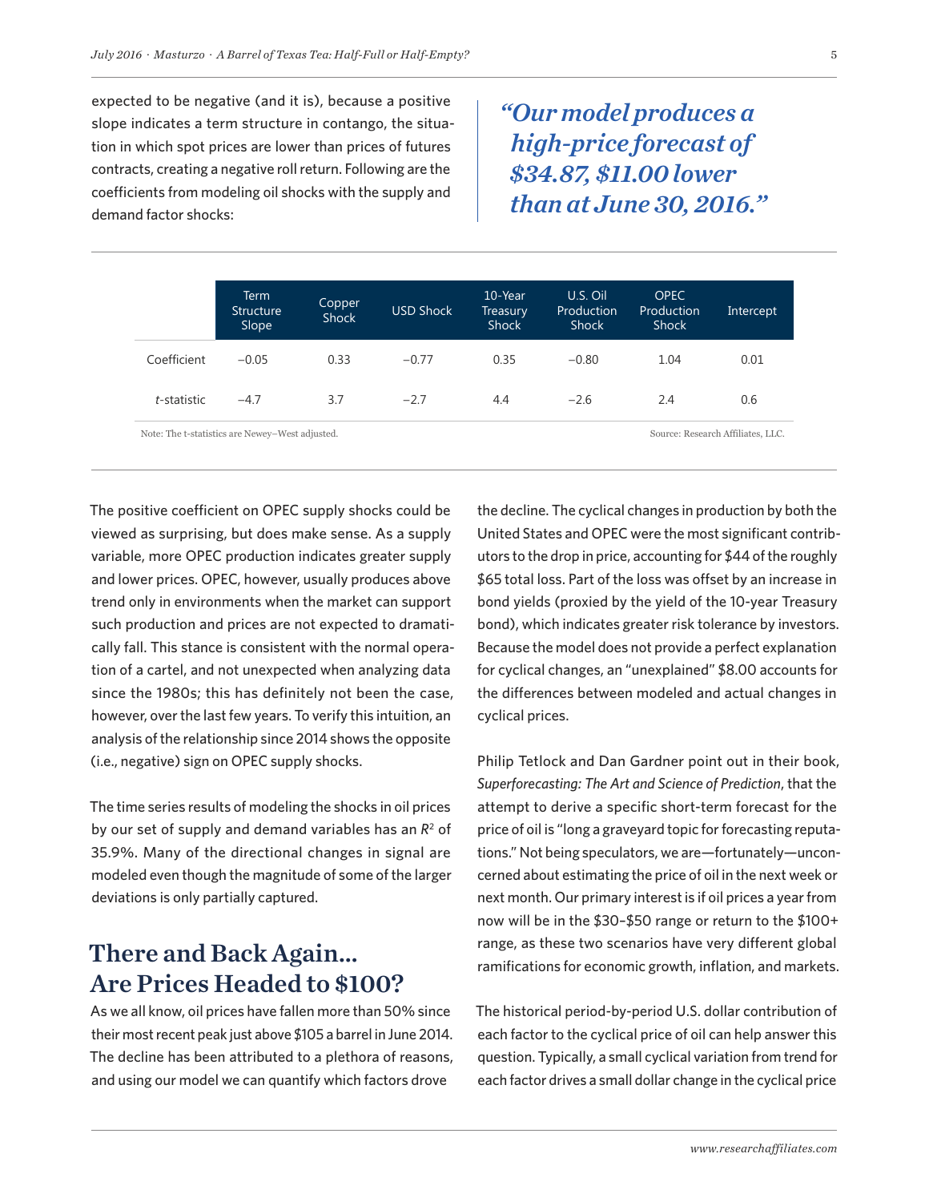expected to be negative (and it is), because a positive slope indicates a term structure in contango, the situation in which spot prices are lower than prices of futures contracts, creating a negative roll return. Following are the coefficients from modeling oil shocks with the supply and demand factor shocks:

> *"Our model produces a high-price forecast of $34.87, $11.00 lower than at June 30, 2016."*

| | Term Structure Slope | Copper Shock | USD Shock | 10-Year Treasury Shock | U.S. Oil Production Shock | OPEC Production Shock | Intercept |
|---|---|---|---|---|---|---|---|
| Coefficient | −0.05 | 0.33 | −0.77 | 0.35 | −0.80 | 1.04 | 0.01 |
| *t*-statistic | −4.7 | 3.7 | −2.7 | 4.4 | −2.6 | 2.4 | 0.6 |

Note: The t-statistics are Newey–West adjusted.

Source: Research Affiliates, LLC.

The positive coefficient on OPEC supply shocks could be viewed as surprising, but does make sense. As a supply variable, more OPEC production indicates greater supply and lower prices. OPEC, however, usually produces above trend only in environments when the market can support such production and prices are not expected to dramatically fall. This stance is consistent with the normal operation of a cartel, and not unexpected when analyzing data since the 1980s; this has definitely not been the case, however, over the last few years. To verify this intuition, an analysis of the relationship since 2014 shows the opposite (i.e., negative) sign on OPEC supply shocks.

The time series results of modeling the shocks in oil prices by our set of supply and demand variables has an $R^2$ of 35.9%. Many of the directional changes in signal are modeled even though the magnitude of some of the larger deviations is only partially captured.

## There and Back Again... Are Prices Headed to $100?

As we all know, oil prices have fallen more than 50% since their most recent peak just above $105 a barrel in June 2014. The decline has been attributed to a plethora of reasons, and using our model we can quantify which factors drove the decline. The cyclical changes in production by both the United States and OPEC were the most significant contributors to the drop in price, accounting for $44 of the roughly $65 total loss. Part of the loss was offset by an increase in bond yields (proxied by the yield of the 10-year Treasury bond), which indicates greater risk tolerance by investors. Because the model does not provide a perfect explanation for cyclical changes, an "unexplained" $8.00 accounts for the differences between modeled and actual changes in cyclical prices.

Philip Tetlock and Dan Gardner point out in their book, *Superforecasting: The Art and Science of Prediction*, that the attempt to derive a specific short-term forecast for the price of oil is "long a graveyard topic for forecasting reputations." Not being speculators, we are—fortunately—unconcerned about estimating the price of oil in the next week or next month. Our primary interest is if oil prices a year from now will be in the $30–$50 range or return to the $100+ range, as these two scenarios have very different global ramifications for economic growth, inflation, and markets.

The historical period-by-period U.S. dollar contribution of each factor to the cyclical price of oil can help answer this question. Typically, a small cyclical variation from trend for each factor drives a small dollar change in the cyclical price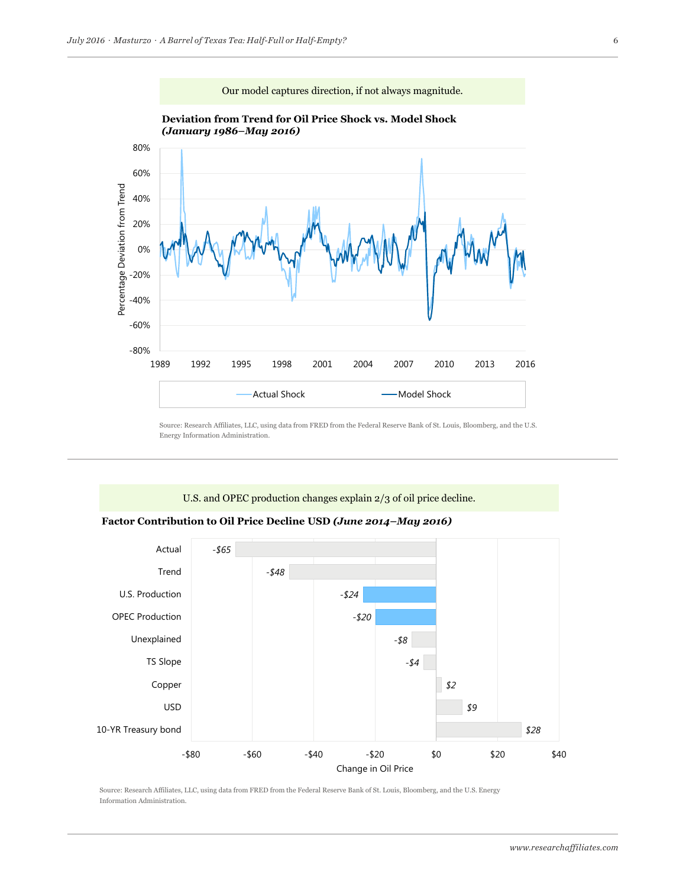Our model captures direction, if not always magnitude.

**Deviation from Trend for Oil Price Shock vs. Model Shock *(January 1986–May 2016)***

Source: Research Affiliates, LLC, using data from FRED from the Federal Reserve Bank of St. Louis, Bloomberg, and the U.S. Energy Information Administration.

U.S. and OPEC production changes explain 2/3 of oil price decline.

**Factor Contribution to Oil Price Decline USD *(June 2014–May 2016)***

| Factor | Change in Oil Price |
| --- | --- |
| Actual | -$65 |
| Trend | -$48 |
| U.S. Production | -$24 |
| OPEC Production | -$20 |
| Unexplained | -$8 |
| TS Slope | -$4 |
| Copper | $2 |
| USD | $9 |
| 10-YR Treasury bond | $28 |

Source: Research Affiliates, LLC, using data from FRED from the Federal Reserve Bank of St. Louis, Bloomberg, and the U.S. Energy Information Administration.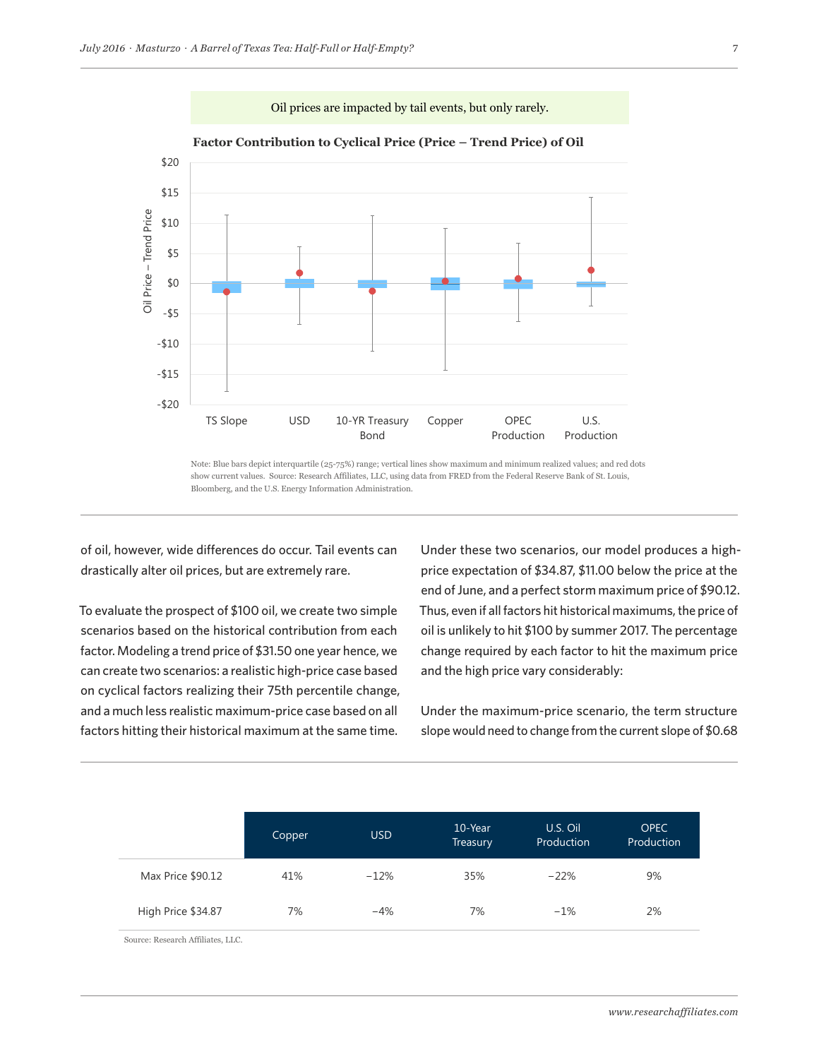Oil prices are impacted by tail events, but only rarely.

**Factor Contribution to Cyclical Price (Price – Trend Price) of Oil**

Note: Blue bars depict interquartile (25-75%) range; vertical lines show maximum and minimum realized values; and red dots show current values. Source: Research Affiliates, LLC, using data from FRED from the Federal Reserve Bank of St. Louis, Bloomberg, and the U.S. Energy Information Administration.

of oil, however, wide differences do occur. Tail events can drastically alter oil prices, but are extremely rare.

To evaluate the prospect of $100 oil, we create two simple scenarios based on the historical contribution from each factor. Modeling a trend price of $31.50 one year hence, we can create two scenarios: a realistic high-price case based on cyclical factors realizing their 75th percentile change, and a much less realistic maximum-price case based on all factors hitting their historical maximum at the same time.

Under these two scenarios, our model produces a high-price expectation of $34.87, $11.00 below the price at the end of June, and a perfect storm maximum price of $90.12. Thus, even if all factors hit historical maximums, the price of oil is unlikely to hit $100 by summer 2017. The percentage change required by each factor to hit the maximum price and the high price vary considerably:

Under the maximum-price scenario, the term structure slope would need to change from the current slope of $0.68

| | Copper | USD | 10-Year Treasury | U.S. Oil Production | OPEC Production |
|---|---|---|---|---|---|
| Max Price $90.12 | 41% | −12% | 35% | −22% | 9% |
| High Price $34.87 | 7% | −4% | 7% | −1% | 2% |

Source: Research Affiliates, LLC.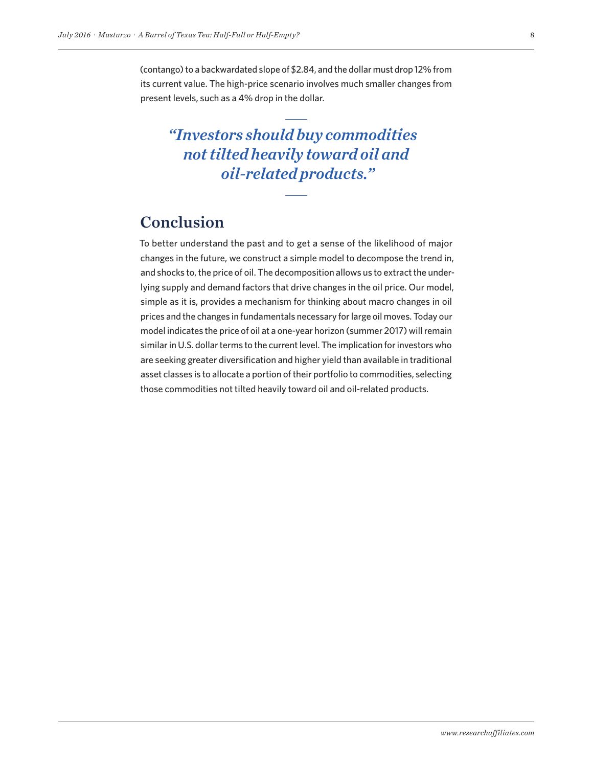(contango) to a backwardated slope of $2.84, and the dollar must drop 12% from its current value. The high-price scenario involves much smaller changes from present levels, such as a 4% drop in the dollar.

> *"Investors should buy commodities not tilted heavily toward oil and oil-related products."*

## Conclusion

To better understand the past and to get a sense of the likelihood of major changes in the future, we construct a simple model to decompose the trend in, and shocks to, the price of oil. The decomposition allows us to extract the underlying supply and demand factors that drive changes in the oil price. Our model, simple as it is, provides a mechanism for thinking about macro changes in oil prices and the changes in fundamentals necessary for large oil moves. Today our model indicates the price of oil at a one-year horizon (summer 2017) will remain similar in U.S. dollar terms to the current level. The implication for investors who are seeking greater diversification and higher yield than available in traditional asset classes is to allocate a portion of their portfolio to commodities, selecting those commodities not tilted heavily toward oil and oil-related products.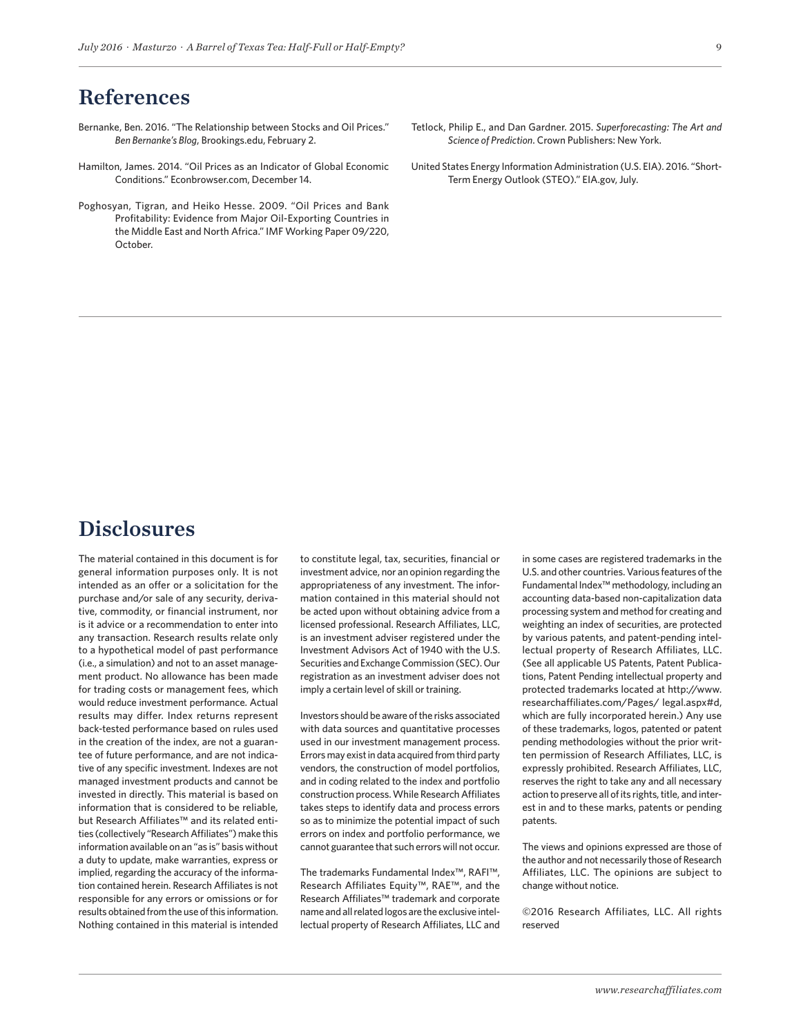## References

Bernanke, Ben. 2016. "The Relationship between Stocks and Oil Prices." *Ben Bernanke's Blog*, Brookings.edu, February 2.

Hamilton, James. 2014. "Oil Prices as an Indicator of Global Economic Conditions." Econbrowser.com, December 14.

Poghosyan, Tigran, and Heiko Hesse. 2009. "Oil Prices and Bank Profitability: Evidence from Major Oil-Exporting Countries in the Middle East and North Africa." IMF Working Paper 09/220, October.

Tetlock, Philip E., and Dan Gardner. 2015. *Superforecasting: The Art and Science of Prediction*. Crown Publishers: New York.

United States Energy Information Administration (U.S. EIA). 2016. "Short-Term Energy Outlook (STEO)." EIA.gov, July.

## Disclosures

The material contained in this document is for general information purposes only. It is not intended as an offer or a solicitation for the purchase and/or sale of any security, derivative, commodity, or financial instrument, nor is it advice or a recommendation to enter into any transaction. Research results relate only to a hypothetical model of past performance (i.e., a simulation) and not to an asset management product. No allowance has been made for trading costs or management fees, which would reduce investment performance. Actual results may differ. Index returns represent back-tested performance based on rules used in the creation of the index, are not a guarantee of future performance, and are not indicative of any specific investment. Indexes are not managed investment products and cannot be invested in directly. This material is based on information that is considered to be reliable, but Research Affiliates™ and its related entities (collectively "Research Affiliates") make this information available on an "as is" basis without a duty to update, make warranties, express or implied, regarding the accuracy of the information contained herein. Research Affiliates is not responsible for any errors or omissions or for results obtained from the use of this information. Nothing contained in this material is intended to constitute legal, tax, securities, financial or investment advice, nor an opinion regarding the appropriateness of any investment. The information contained in this material should not be acted upon without obtaining advice from a licensed professional. Research Affiliates, LLC, is an investment adviser registered under the Investment Advisors Act of 1940 with the U.S. Securities and Exchange Commission (SEC). Our registration as an investment adviser does not imply a certain level of skill or training.

Investors should be aware of the risks associated with data sources and quantitative processes used in our investment management process. Errors may exist in data acquired from third party vendors, the construction of model portfolios, and in coding related to the index and portfolio construction process. While Research Affiliates takes steps to identify data and process errors so as to minimize the potential impact of such errors on index and portfolio performance, we cannot guarantee that such errors will not occur.

The trademarks Fundamental Index™, RAFI™, Research Affiliates Equity™, RAE™, and the Research Affiliates™ trademark and corporate name and all related logos are the exclusive intellectual property of Research Affiliates, LLC and in some cases are registered trademarks in the U.S. and other countries. Various features of the Fundamental Index™ methodology, including an accounting data-based non-capitalization data processing system and method for creating and weighting an index of securities, are protected by various patents, and patent-pending intellectual property of Research Affiliates, LLC. (See all applicable US Patents, Patent Publications, Patent Pending intellectual property and protected trademarks located at http://www.researchaffiliates.com/Pages/ legal.aspx#d, which are fully incorporated herein.) Any use of these trademarks, logos, patented or patent pending methodologies without the prior written permission of Research Affiliates, LLC, is expressly prohibited. Research Affiliates, LLC, reserves the right to take any and all necessary action to preserve all of its rights, title, and interest in and to these marks, patents or pending patents.

The views and opinions expressed are those of the author and not necessarily those of Research Affiliates, LLC. The opinions are subject to change without notice.

©2016 Research Affiliates, LLC. All rights reserved